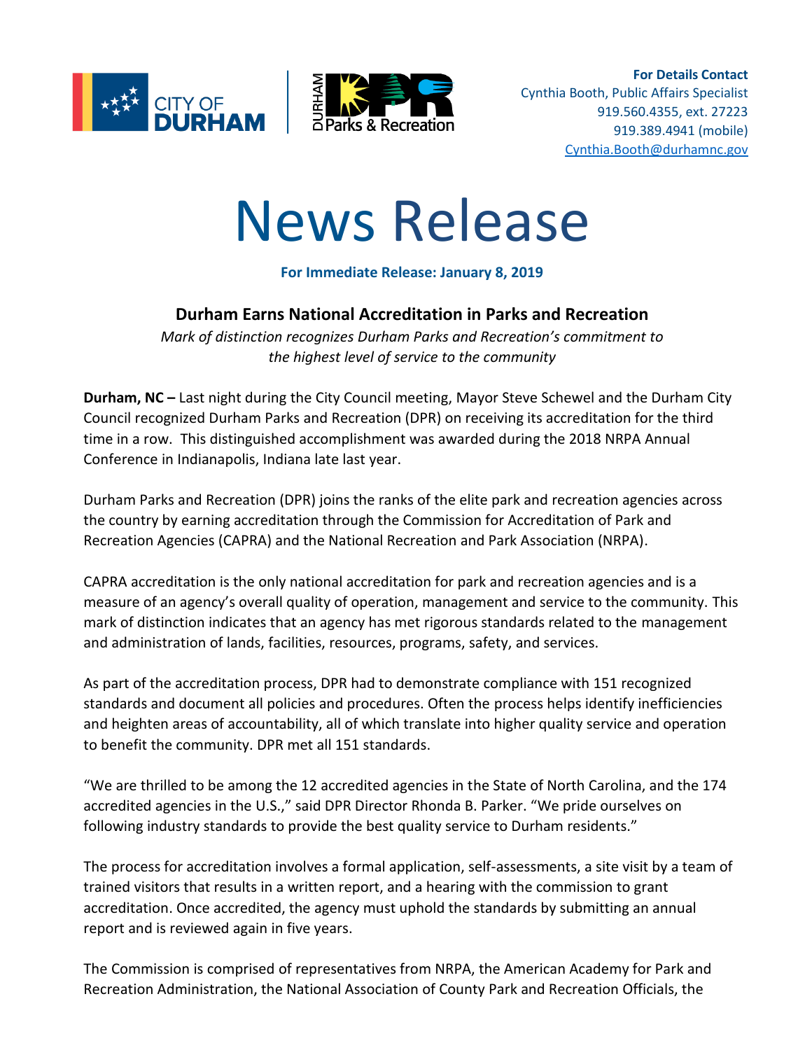CITY OF DURHAM | DURHAM Parks & Recreation

**For Details Contact**
Cynthia Booth, Public Affairs Specialist
919.560.4355, ext. 27223
919.389.4941 (mobile)
Cynthia.Booth@durhamnc.gov

# News Release

**For Immediate Release: January 8, 2019**

## Durham Earns National Accreditation in Parks and Recreation

*Mark of distinction recognizes Durham Parks and Recreation's commitment to the highest level of service to the community*

**Durham, NC –** Last night during the City Council meeting, Mayor Steve Schewel and the Durham City Council recognized Durham Parks and Recreation (DPR) on receiving its accreditation for the third time in a row. This distinguished accomplishment was awarded during the 2018 NRPA Annual Conference in Indianapolis, Indiana late last year.

Durham Parks and Recreation (DPR) joins the ranks of the elite park and recreation agencies across the country by earning accreditation through the Commission for Accreditation of Park and Recreation Agencies (CAPRA) and the National Recreation and Park Association (NRPA).

CAPRA accreditation is the only national accreditation for park and recreation agencies and is a measure of an agency's overall quality of operation, management and service to the community. This mark of distinction indicates that an agency has met rigorous standards related to the management and administration of lands, facilities, resources, programs, safety, and services.

As part of the accreditation process, DPR had to demonstrate compliance with 151 recognized standards and document all policies and procedures. Often the process helps identify inefficiencies and heighten areas of accountability, all of which translate into higher quality service and operation to benefit the community. DPR met all 151 standards.

"We are thrilled to be among the 12 accredited agencies in the State of North Carolina, and the 174 accredited agencies in the U.S.," said DPR Director Rhonda B. Parker. "We pride ourselves on following industry standards to provide the best quality service to Durham residents."

The process for accreditation involves a formal application, self-assessments, a site visit by a team of trained visitors that results in a written report, and a hearing with the commission to grant accreditation. Once accredited, the agency must uphold the standards by submitting an annual report and is reviewed again in five years.

The Commission is comprised of representatives from NRPA, the American Academy for Park and Recreation Administration, the National Association of County Park and Recreation Officials, the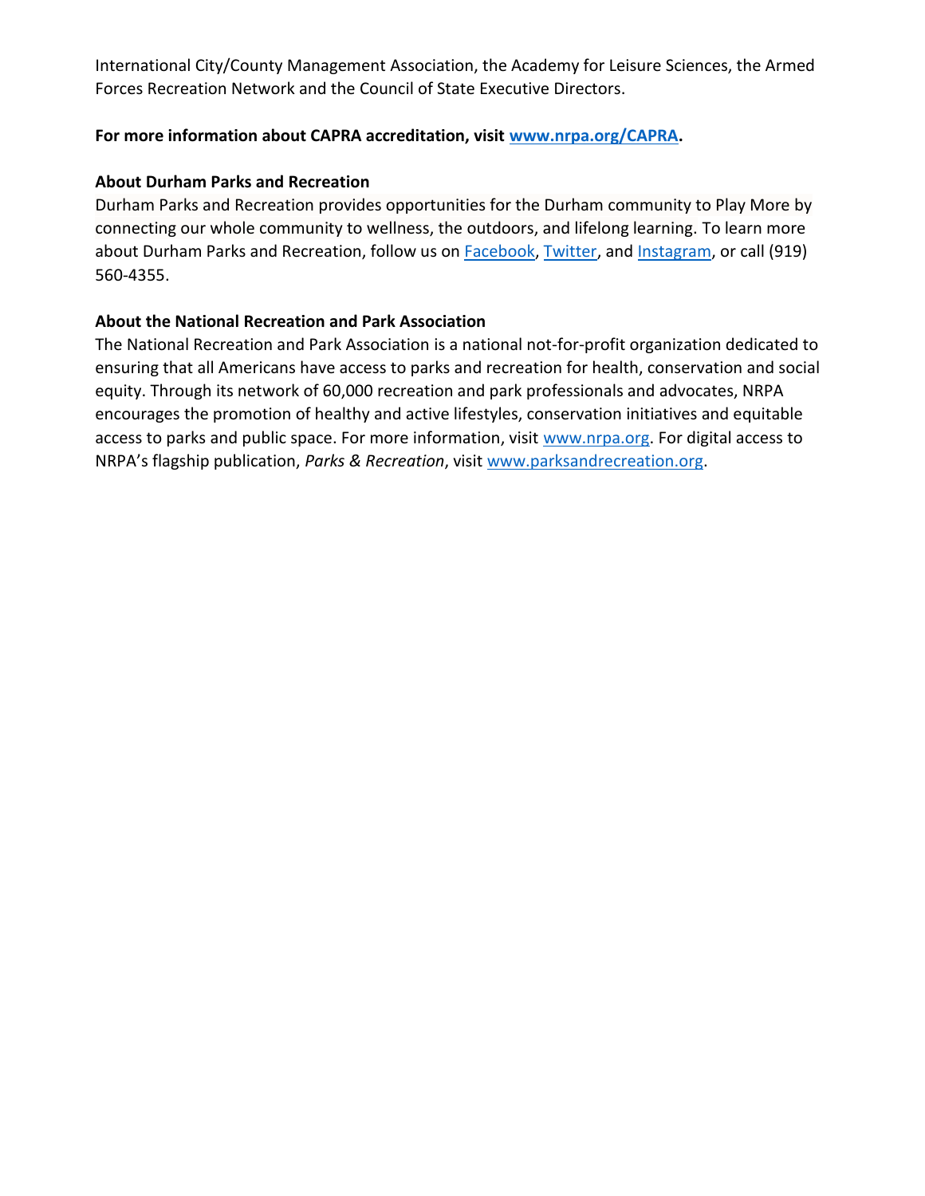International City/County Management Association, the Academy for Leisure Sciences, the Armed Forces Recreation Network and the Council of State Executive Directors.

**For more information about CAPRA accreditation, visit [www.nrpa.org/CAPRA](www.nrpa.org/CAPRA).**

**About Durham Parks and Recreation**

Durham Parks and Recreation provides opportunities for the Durham community to Play More by connecting our whole community to wellness, the outdoors, and lifelong learning. To learn more about Durham Parks and Recreation, follow us on Facebook, Twitter, and Instagram, or call (919) 560-4355.

**About the National Recreation and Park Association**

The National Recreation and Park Association is a national not-for-profit organization dedicated to ensuring that all Americans have access to parks and recreation for health, conservation and social equity. Through its network of 60,000 recreation and park professionals and advocates, NRPA encourages the promotion of healthy and active lifestyles, conservation initiatives and equitable access to parks and public space. For more information, visit [www.nrpa.org](www.nrpa.org). For digital access to NRPA's flagship publication, *Parks & Recreation*, visit [www.parksandrecreation.org](www.parksandrecreation.org).